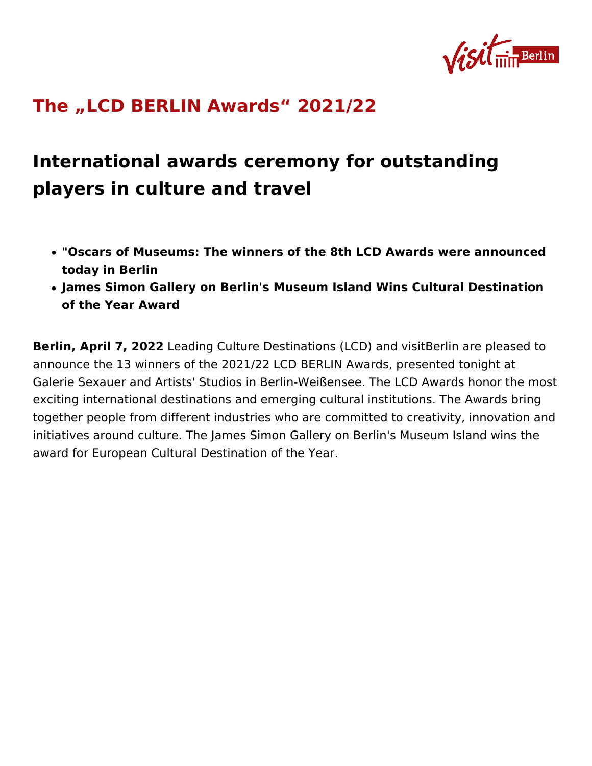# The „LCD BERLIN Awards" 2021/22

## International awards ceremony for outstanding players in culture and travel

- **"Oscars of Museums: The winners of the 8th LCD Awards were announced today in Berlin**
- **James Simon Gallery on Berlin's Museum Island Wins Cultural Destination of the Year Award**

**Berlin, April 7, 2022** Leading Culture Destinations (LCD) and visitBerlin are pleased to announce the 13 winners of the 2021/22 LCD BERLIN Awards, presented tonight at Galerie Sexauer and Artists' Studios in Berlin-Weißensee. The LCD Awards honor the most exciting international destinations and emerging cultural institutions. The Awards bring together people from different industries who are committed to creativity, innovation and initiatives around culture. The James Simon Gallery on Berlin's Museum Island wins the award for European Cultural Destination of the Year.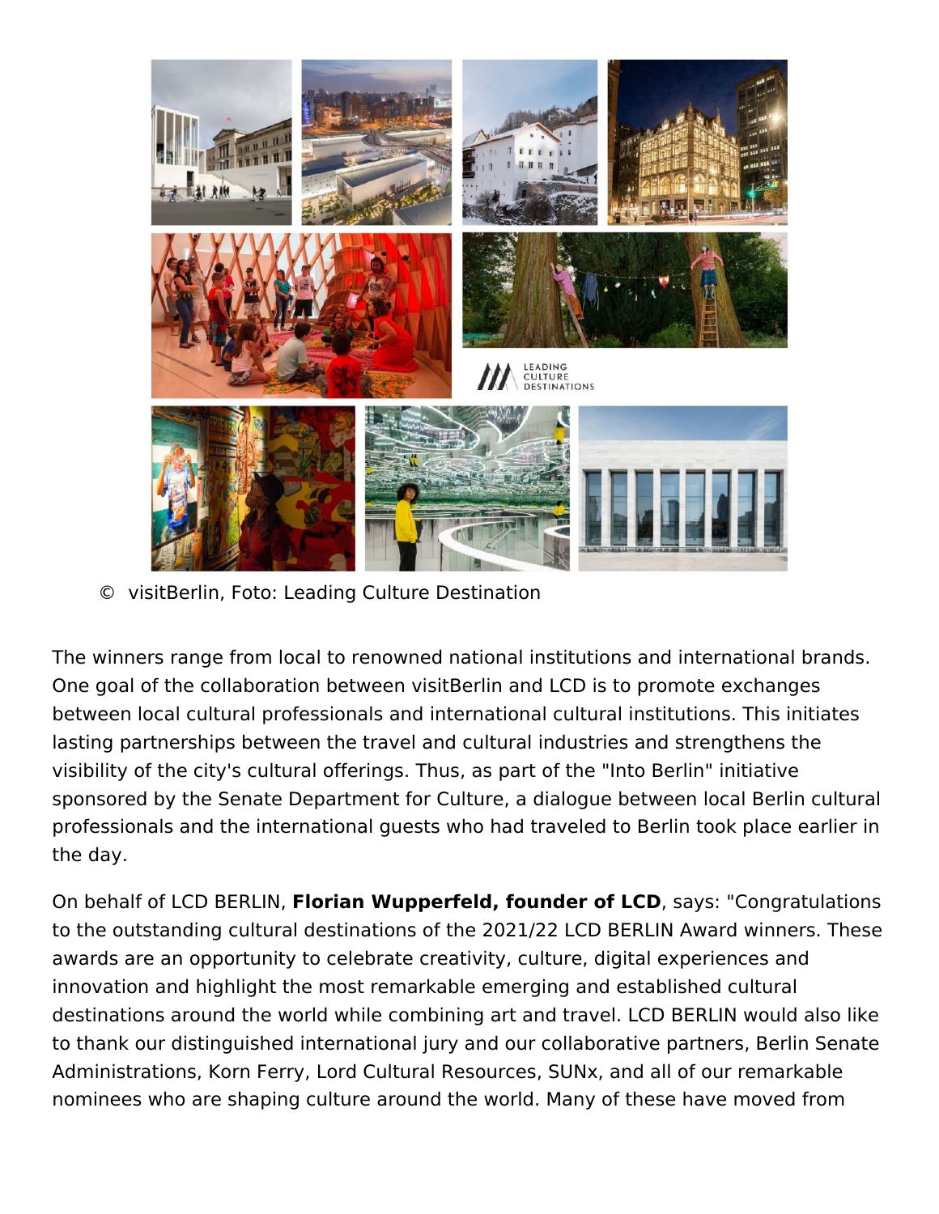©  visitBerlin, Foto: Leading Culture Destination

The winners range from local to renowned national institutions and international brands. One goal of the collaboration between visitBerlin and LCD is to promote exchanges between local cultural professionals and international cultural institutions. This initiates lasting partnerships between the travel and cultural industries and strengthens the visibility of the city's cultural offerings. Thus, as part of the "Into Berlin" initiative sponsored by the Senate Department for Culture, a dialogue between local Berlin cultural professionals and the international guests who had traveled to Berlin took place earlier in the day.

On behalf of LCD BERLIN, **Florian Wupperfeld, founder of LCD**, says: "Congratulations to the outstanding cultural destinations of the 2021/22 LCD BERLIN Award winners. These awards are an opportunity to celebrate creativity, culture, digital experiences and innovation and highlight the most remarkable emerging and established cultural destinations around the world while combining art and travel. LCD BERLIN would also like to thank our distinguished international jury and our collaborative partners, Berlin Senate Administrations, Korn Ferry, Lord Cultural Resources, SUNx, and all of our remarkable nominees who are shaping culture around the world. Many of these have moved from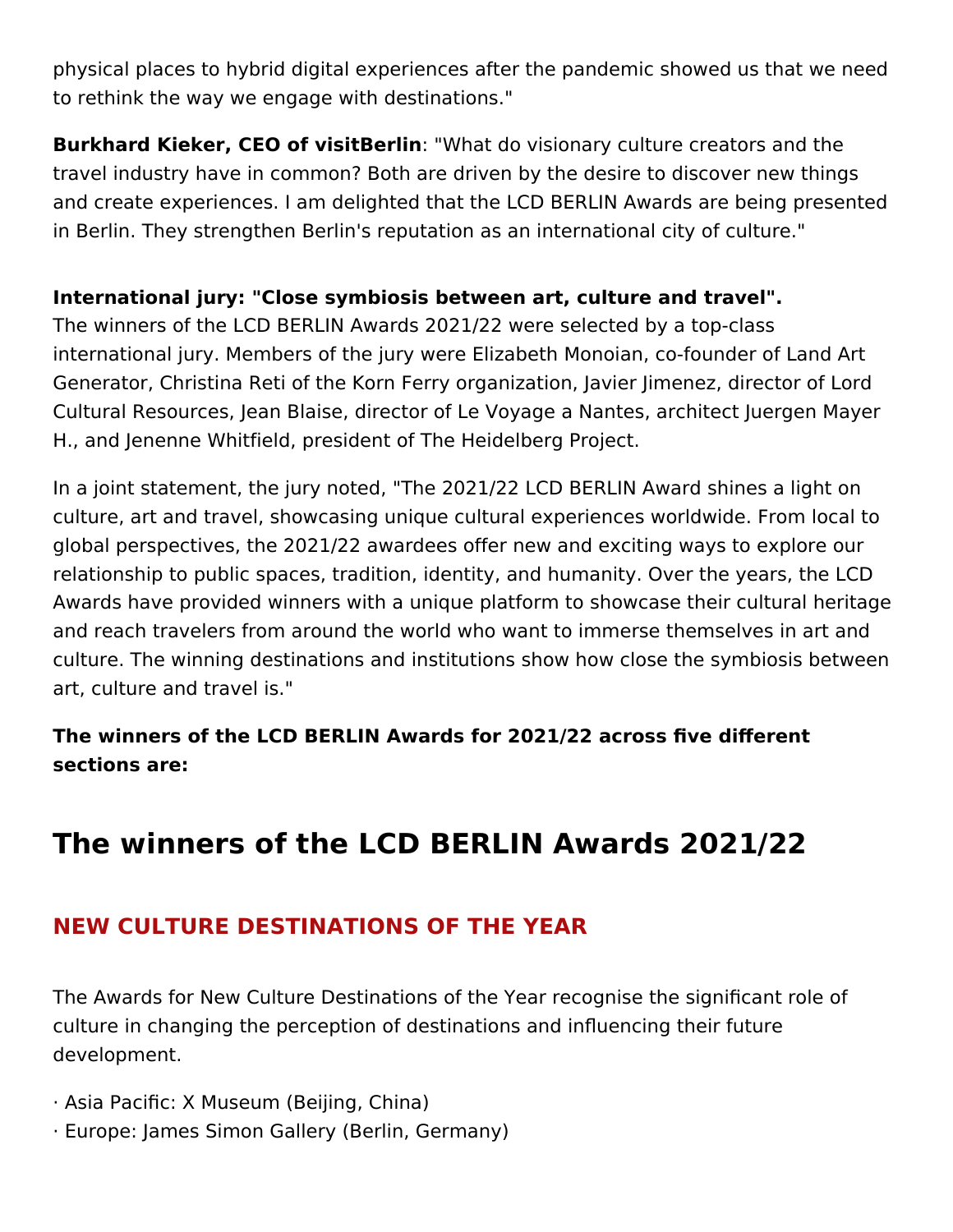physical places to hybrid digital experiences after the pandemic showed us that we need to rethink the way we engage with destinations."

**Burkhard Kieker, CEO of visitBerlin**: "What do visionary culture creators and the travel industry have in common? Both are driven by the desire to discover new things and create experiences. I am delighted that the LCD BERLIN Awards are being presented in Berlin. They strengthen Berlin's reputation as an international city of culture."

**International jury: "Close symbiosis between art, culture and travel".**
The winners of the LCD BERLIN Awards 2021/22 were selected by a top-class international jury. Members of the jury were Elizabeth Monoian, co-founder of Land Art Generator, Christina Reti of the Korn Ferry organization, Javier Jimenez, director of Lord Cultural Resources, Jean Blaise, director of Le Voyage a Nantes, architect Juergen Mayer H., and Jenenne Whitfield, president of The Heidelberg Project.

In a joint statement, the jury noted, "The 2021/22 LCD BERLIN Award shines a light on culture, art and travel, showcasing unique cultural experiences worldwide. From local to global perspectives, the 2021/22 awardees offer new and exciting ways to explore our relationship to public spaces, tradition, identity, and humanity. Over the years, the LCD Awards have provided winners with a unique platform to showcase their cultural heritage and reach travelers from around the world who want to immerse themselves in art and culture. The winning destinations and institutions show how close the symbiosis between art, culture and travel is."

**The winners of the LCD BERLIN Awards for 2021/22 across five different sections are:**

# The winners of the LCD BERLIN Awards 2021/22

## NEW CULTURE DESTINATIONS OF THE YEAR

The Awards for New Culture Destinations of the Year recognise the significant role of culture in changing the perception of destinations and influencing their future development.

· Asia Pacific: X Museum (Beijing, China)
· Europe: James Simon Gallery (Berlin, Germany)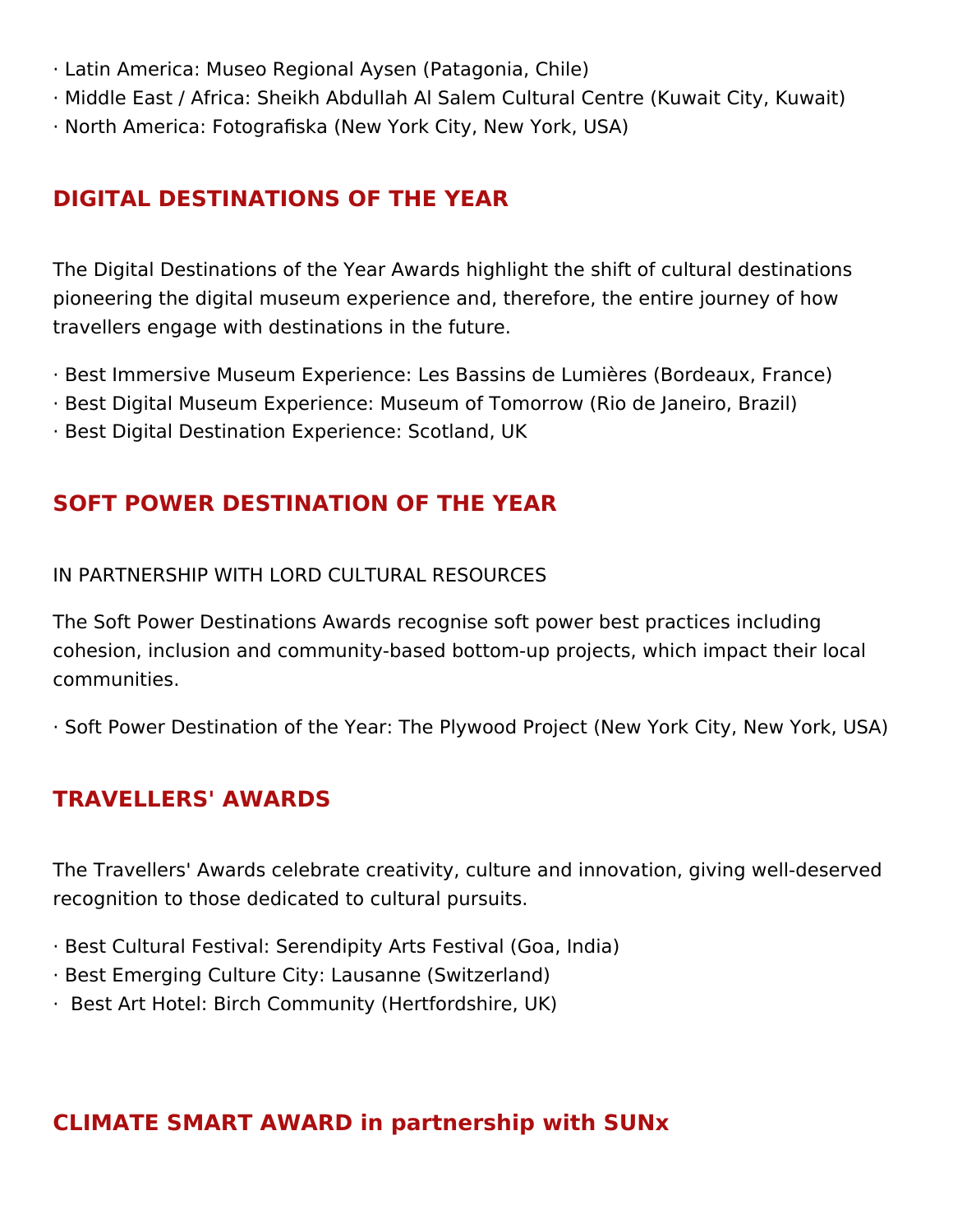· Latin America: Museo Regional Aysen (Patagonia, Chile)
· Middle East / Africa: Sheikh Abdullah Al Salem Cultural Centre (Kuwait City, Kuwait)
· North America: Fotografiska (New York City, New York, USA)

## DIGITAL DESTINATIONS OF THE YEAR

The Digital Destinations of the Year Awards highlight the shift of cultural destinations pioneering the digital museum experience and, therefore, the entire journey of how travellers engage with destinations in the future.

· Best Immersive Museum Experience: Les Bassins de Lumières (Bordeaux, France)
· Best Digital Museum Experience: Museum of Tomorrow (Rio de Janeiro, Brazil)
· Best Digital Destination Experience: Scotland, UK

## SOFT POWER DESTINATION OF THE YEAR

IN PARTNERSHIP WITH LORD CULTURAL RESOURCES

The Soft Power Destinations Awards recognise soft power best practices including cohesion, inclusion and community-based bottom-up projects, which impact their local communities.

· Soft Power Destination of the Year: The Plywood Project (New York City, New York, USA)

## TRAVELLERS' AWARDS

The Travellers' Awards celebrate creativity, culture and innovation, giving well-deserved recognition to those dedicated to cultural pursuits.

· Best Cultural Festival: Serendipity Arts Festival (Goa, India)
· Best Emerging Culture City: Lausanne (Switzerland)
· Best Art Hotel: Birch Community (Hertfordshire, UK)

## CLIMATE SMART AWARD in partnership with SUNx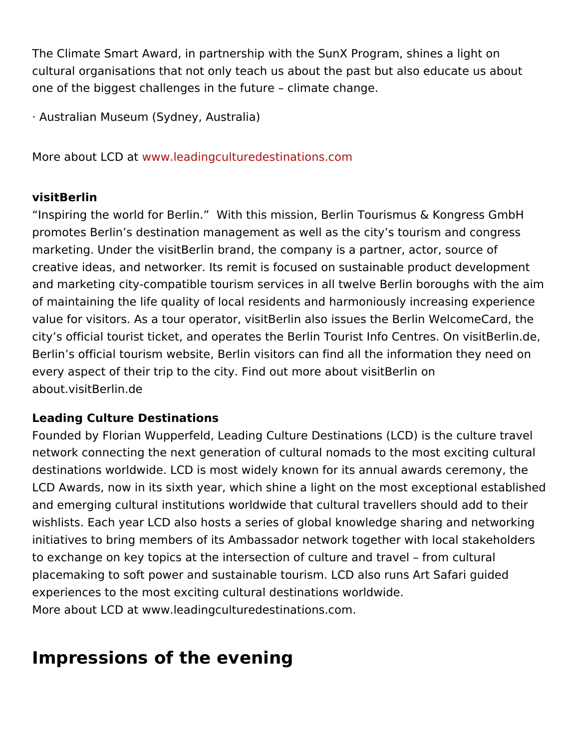The Climate Smart Award, in partnership with the SunX Program, shines a light on cultural organisations that not only teach us about the past but also educate us about one of the biggest challenges in the future – climate change.

· Australian Museum (Sydney, Australia)

More about LCD at www.leadingculturedestinations.com

**visitBerlin**
"Inspiring the world for Berlin." With this mission, Berlin Tourismus & Kongress GmbH promotes Berlin's destination management as well as the city's tourism and congress marketing. Under the visitBerlin brand, the company is a partner, actor, source of creative ideas, and networker. Its remit is focused on sustainable product development and marketing city-compatible tourism services in all twelve Berlin boroughs with the aim of maintaining the life quality of local residents and harmoniously increasing experience value for visitors. As a tour operator, visitBerlin also issues the Berlin WelcomeCard, the city's official tourist ticket, and operates the Berlin Tourist Info Centres. On visitBerlin.de, Berlin's official tourism website, Berlin visitors can find all the information they need on every aspect of their trip to the city. Find out more about visitBerlin on about.visitBerlin.de

**Leading Culture Destinations**
Founded by Florian Wupperfeld, Leading Culture Destinations (LCD) is the culture travel network connecting the next generation of cultural nomads to the most exciting cultural destinations worldwide. LCD is most widely known for its annual awards ceremony, the LCD Awards, now in its sixth year, which shine a light on the most exceptional established and emerging cultural institutions worldwide that cultural travellers should add to their wishlists. Each year LCD also hosts a series of global knowledge sharing and networking initiatives to bring members of its Ambassador network together with local stakeholders to exchange on key topics at the intersection of culture and travel – from cultural placemaking to soft power and sustainable tourism. LCD also runs Art Safari guided experiences to the most exciting cultural destinations worldwide.
More about LCD at www.leadingculturedestinations.com.

## Impressions of the evening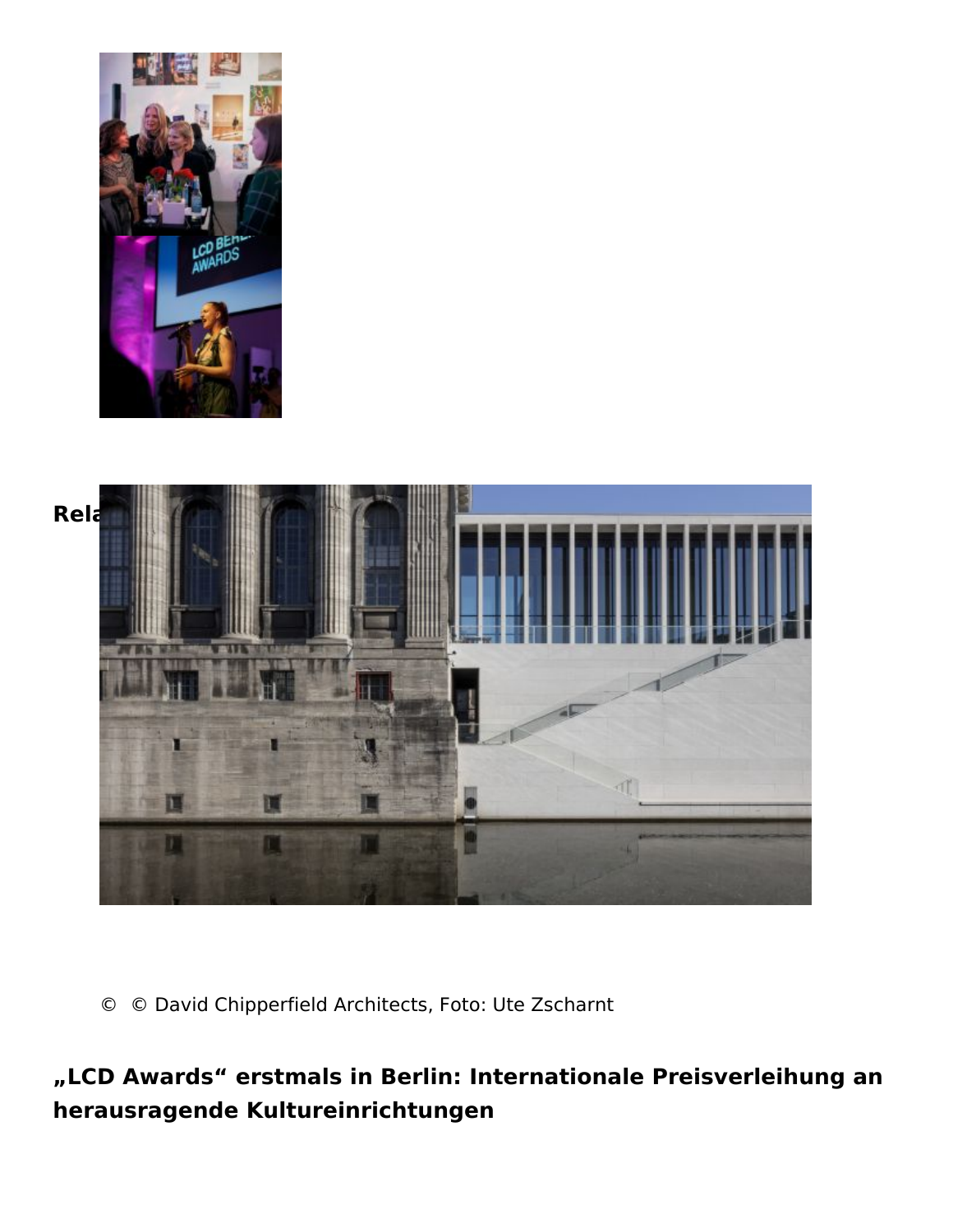**Rela**

© © David Chipperfield Architects, Foto: Ute Zscharnt

**„LCD Awards“ erstmals in Berlin: Internationale Preisverleihung an herausragende Kultureinrichtungen**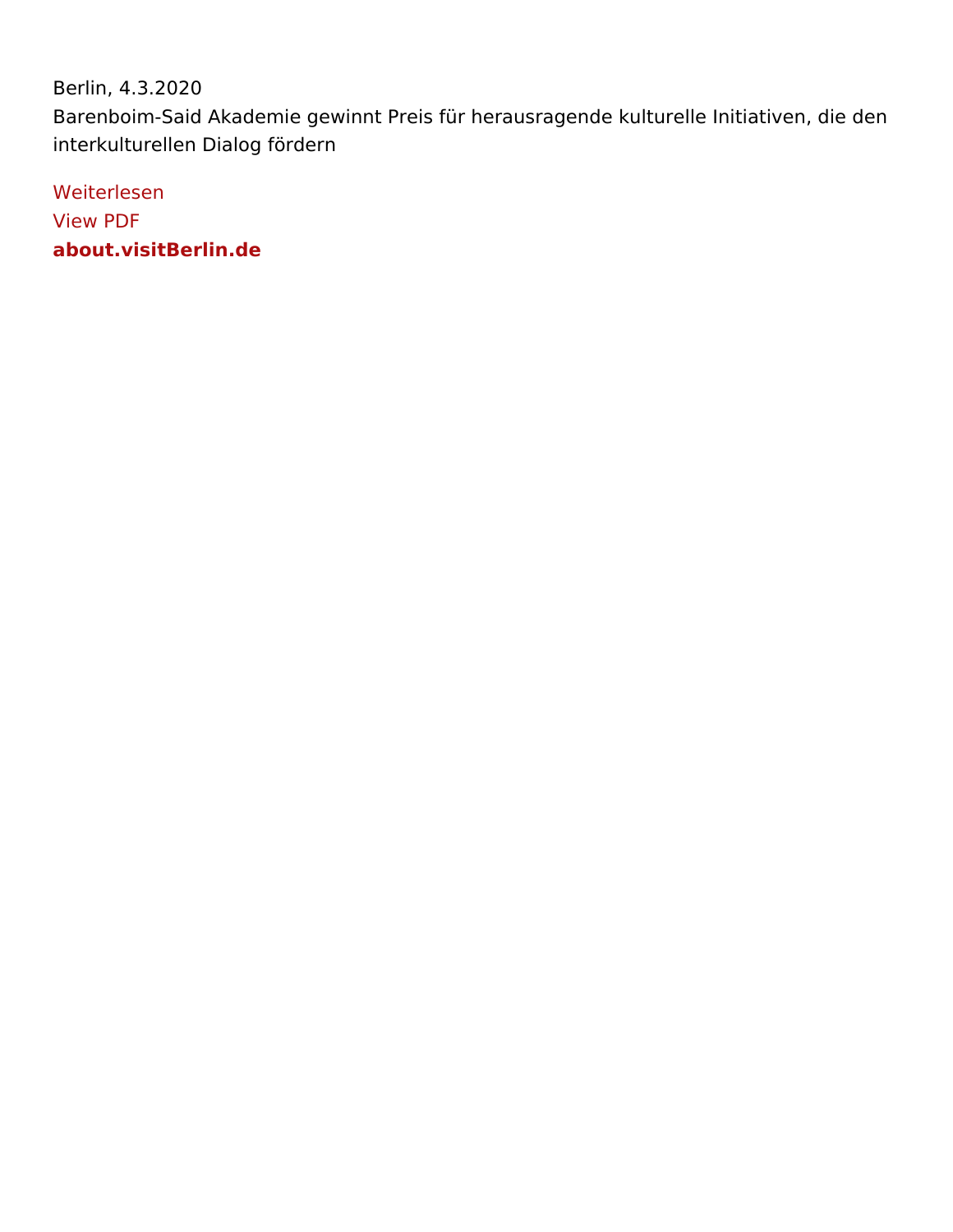Berlin, 4.3.2020

Barenboim-Said Akademie gewinnt Preis für herausragende kulturelle Initiativen, die den interkulturellen Dialog fördern

Weiterlesen

View PDF

**about.visitBerlin.de**